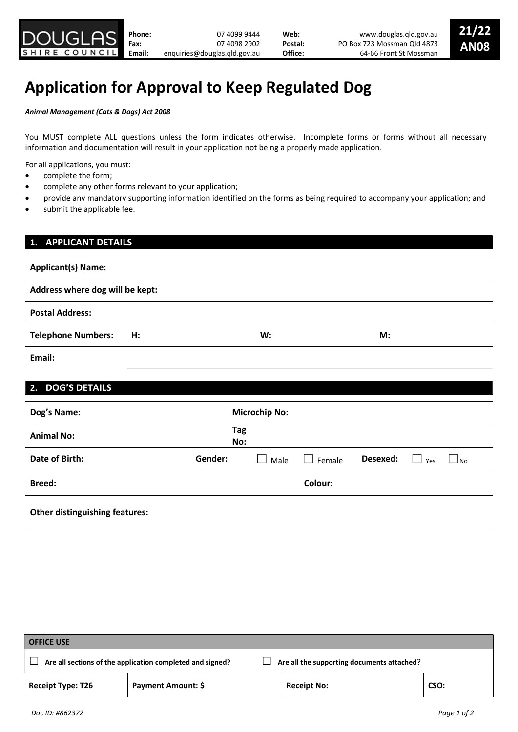DOUGLAS SHIRE COUNCIL

| | | | |
|---|---|---|---|
| **Phone:** | 07 4099 9444 | **Web:** | www.douglas.qld.gov.au |
| **Fax:** | 07 4098 2902 | **Postal:** | PO Box 723 Mossman Qld 4873 |
| **Email:** | enquiries@douglas.qld.gov.au | **Office:** | 64-66 Front St Mossman |

**21/22 AN08**

# Application for Approval to Keep Regulated Dog

***Animal Management (Cats & Dogs) Act 2008***

You MUST complete ALL questions unless the form indicates otherwise. Incomplete forms or forms without all necessary information and documentation will result in your application not being a properly made application.

For all applications, you must:

- complete the form;
- complete any other forms relevant to your application;
- provide any mandatory supporting information identified on the forms as being required to accompany your application; and
- submit the applicable fee.

## 1. APPLICANT DETAILS

**Applicant(s) Name:**

**Address where dog will be kept:**

**Postal Address:**

**Telephone Numbers:** **H:** **W:** **M:**

**Email:**

## 2. DOG'S DETAILS

| | | | |
|---|---|---|---|
| **Dog's Name:** | | **Microchip No:** | |
| **Animal No:** | | **Tag No:** | |
| **Date of Birth:** | **Gender:** ☐ Male ☐ Female | **Desexed:** ☐ Yes ☐ No | |
| **Breed:** | | **Colour:** | |
| **Other distinguishing features:** | | | |

| OFFICE USE | | | |
|---|---|---|---|
| ☐ **Are all sections of the application completed and signed?** | | ☐ **Are all the supporting documents attached?** | |
| **Receipt Type: T26** | **Payment Amount: $** | **Receipt No:** | **CSO:** |

*Doc ID: #862372*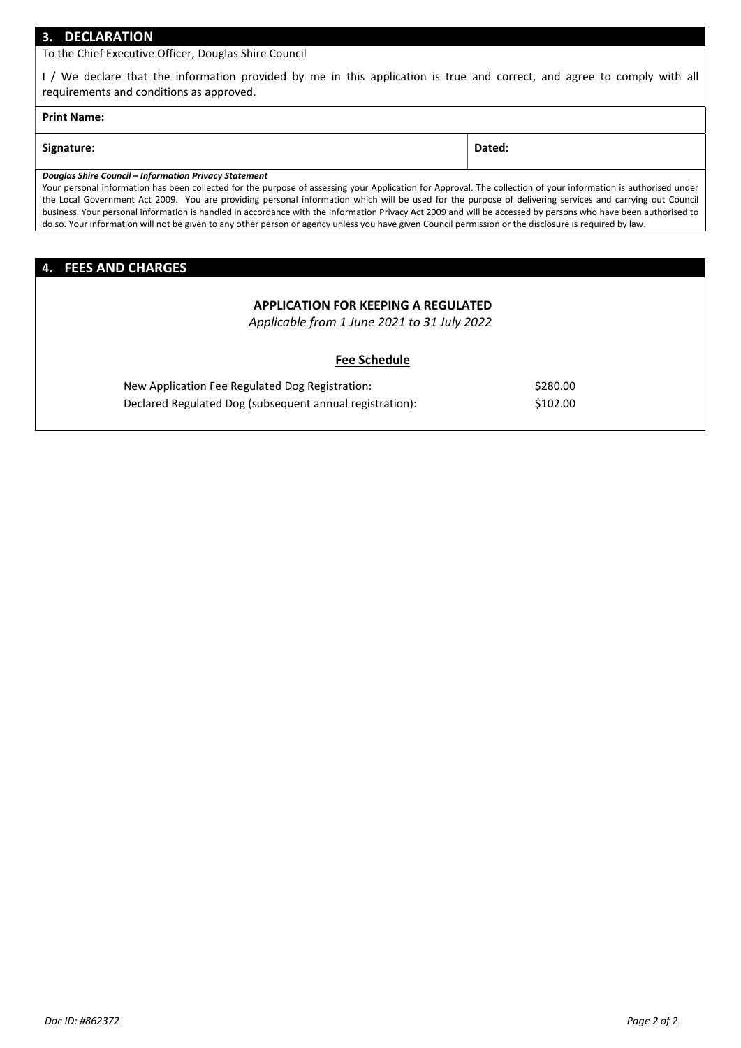## 3. DECLARATION

To the Chief Executive Officer, Douglas Shire Council

I / We declare that the information provided by me in this application is true and correct, and agree to comply with all requirements and conditions as approved.

| | |
|---|---|
| **Print Name:** | |
| **Signature:** | **Dated:** |

***Douglas Shire Council – Information Privacy Statement***

Your personal information has been collected for the purpose of assessing your Application for Approval. The collection of your information is authorised under the Local Government Act 2009. You are providing personal information which will be used for the purpose of delivering services and carrying out Council business. Your personal information is handled in accordance with the Information Privacy Act 2009 and will be accessed by persons who have been authorised to do so. Your information will not be given to any other person or agency unless you have given Council permission or the disclosure is required by law.

## 4. FEES AND CHARGES

**APPLICATION FOR KEEPING A REGULATED**

*Applicable from 1 June 2021 to 31 July 2022*

**Fee Schedule**

| | |
|---|---|
| New Application Fee Regulated Dog Registration: | $280.00 |
| Declared Regulated Dog (subsequent annual registration): | $102.00 |

*Doc ID: #862372*